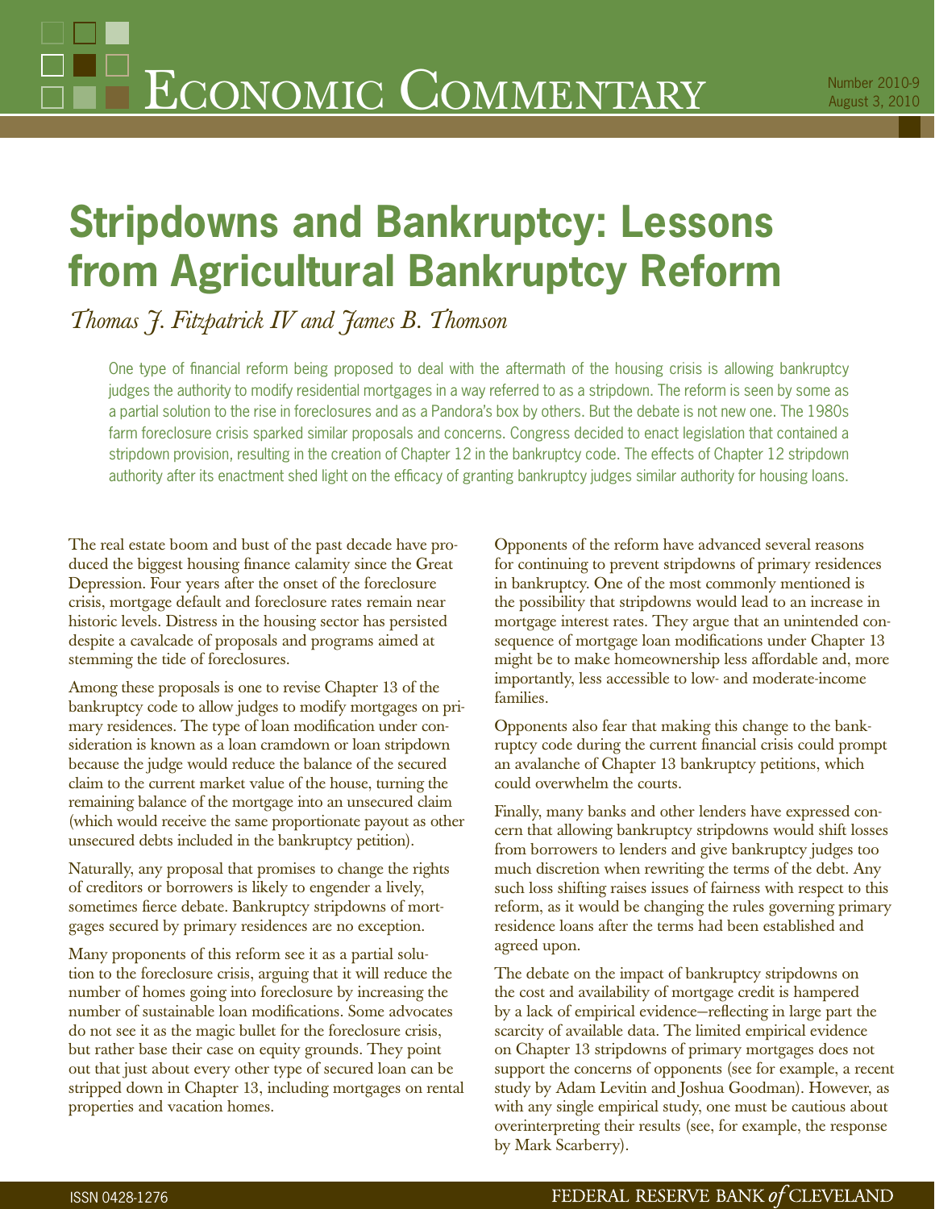# Stripdowns and Bankruptcy: Lessons from Agricultural Bankruptcy Reform

*Thomas J. Fitzpatrick IV and James B. Thomson*

One type of financial reform being proposed to deal with the aftermath of the housing crisis is allowing bankruptcy judges the authority to modify residential mortgages in a way referred to as a stripdown. The reform is seen by some as a partial solution to the rise in foreclosures and as a Pandora's box by others. But the debate is not new one. The 1980s farm foreclosure crisis sparked similar proposals and concerns. Congress decided to enact legislation that contained a stripdown provision, resulting in the creation of Chapter 12 in the bankruptcy code. The effects of Chapter 12 stripdown authority after its enactment shed light on the efficacy of granting bankruptcy judges similar authority for housing loans.

The real estate boom and bust of the past decade have produced the biggest housing finance calamity since the Great Depression. Four years after the onset of the foreclosure crisis, mortgage default and foreclosure rates remain near historic levels. Distress in the housing sector has persisted despite a cavalcade of proposals and programs aimed at stemming the tide of foreclosures.

Among these proposals is one to revise Chapter 13 of the bankruptcy code to allow judges to modify mortgages on primary residences. The type of loan modification under consideration is known as a loan cramdown or loan stripdown because the judge would reduce the balance of the secured claim to the current market value of the house, turning the remaining balance of the mortgage into an unsecured claim (which would receive the same proportionate payout as other unsecured debts included in the bankruptcy petition).

Naturally, any proposal that promises to change the rights of creditors or borrowers is likely to engender a lively, sometimes fierce debate. Bankruptcy stripdowns of mortgages secured by primary residences are no exception.

Many proponents of this reform see it as a partial solution to the foreclosure crisis, arguing that it will reduce the number of homes going into foreclosure by increasing the number of sustainable loan modifications. Some advocates do not see it as the magic bullet for the foreclosure crisis, but rather base their case on equity grounds. They point out that just about every other type of secured loan can be stripped down in Chapter 13, including mortgages on rental properties and vacation homes.

Opponents of the reform have advanced several reasons for continuing to prevent stripdowns of primary residences in bankruptcy. One of the most commonly mentioned is the possibility that stripdowns would lead to an increase in mortgage interest rates. They argue that an unintended consequence of mortgage loan modifications under Chapter 13 might be to make homeownership less affordable and, more importantly, less accessible to low- and moderate-income families.

Opponents also fear that making this change to the bankruptcy code during the current financial crisis could prompt an avalanche of Chapter 13 bankruptcy petitions, which could overwhelm the courts.

Finally, many banks and other lenders have expressed concern that allowing bankruptcy stripdowns would shift losses from borrowers to lenders and give bankruptcy judges too much discretion when rewriting the terms of the debt. Any such loss shifting raises issues of fairness with respect to this reform, as it would be changing the rules governing primary residence loans after the terms had been established and agreed upon.

The debate on the impact of bankruptcy stripdowns on the cost and availability of mortgage credit is hampered by a lack of empirical evidence—reflecting in large part the scarcity of available data. The limited empirical evidence on Chapter 13 stripdowns of primary mortgages does not support the concerns of opponents (see for example, a recent study by Adam Levitin and Joshua Goodman). However, as with any single empirical study, one must be cautious about overinterpreting their results (see, for example, the response by Mark Scarberry).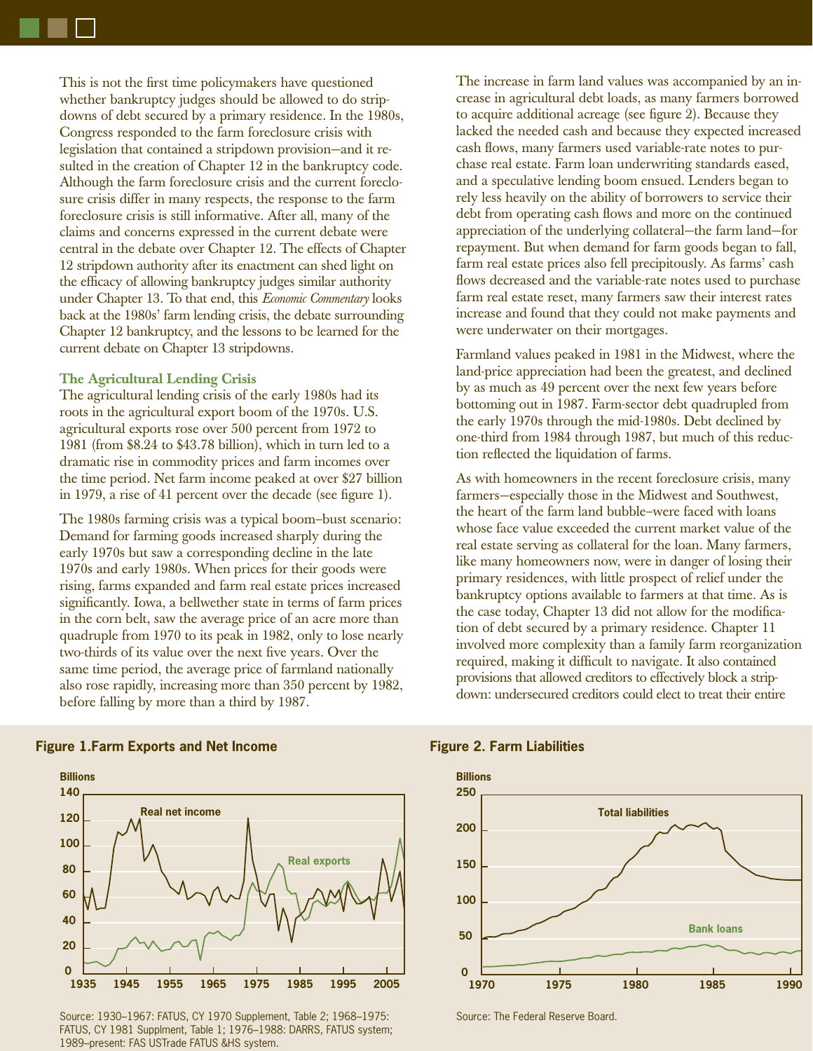This is not the first time policymakers have questioned whether bankruptcy judges should be allowed to do stripdowns of debt secured by a primary residence. In the 1980s, Congress responded to the farm foreclosure crisis with legislation that contained a stripdown provision—and it resulted in the creation of Chapter 12 in the bankruptcy code. Although the farm foreclosure crisis and the current foreclosure crisis differ in many respects, the response to the farm foreclosure crisis is still informative. After all, many of the claims and concerns expressed in the current debate were central in the debate over Chapter 12. The effects of Chapter 12 stripdown authority after its enactment can shed light on the efficacy of allowing bankruptcy judges similar authority under Chapter 13. To that end, this *Economic Commentary* looks back at the 1980s' farm lending crisis, the debate surrounding Chapter 12 bankruptcy, and the lessons to be learned for the current debate on Chapter 13 stripdowns.

### The Agricultural Lending Crisis

The agricultural lending crisis of the early 1980s had its roots in the agricultural export boom of the 1970s. U.S. agricultural exports rose over 500 percent from 1972 to 1981 (from $8.24 to $43.78 billion), which in turn led to a dramatic rise in commodity prices and farm incomes over the time period. Net farm income peaked at over $27 billion in 1979, a rise of 41 percent over the decade (see figure 1).

The 1980s farming crisis was a typical boom–bust scenario: Demand for farming goods increased sharply during the early 1970s but saw a corresponding decline in the late 1970s and early 1980s. When prices for their goods were rising, farms expanded and farm real estate prices increased significantly. Iowa, a bellwether state in terms of farm prices in the corn belt, saw the average price of an acre more than quadruple from 1970 to its peak in 1982, only to lose nearly two-thirds of its value over the next five years. Over the same time period, the average price of farmland nationally also rose rapidly, increasing more than 350 percent by 1982, before falling by more than a third by 1987.

The increase in farm land values was accompanied by an increase in agricultural debt loads, as many farmers borrowed to acquire additional acreage (see figure 2). Because they lacked the needed cash and because they expected increased cash flows, many farmers used variable-rate notes to purchase real estate. Farm loan underwriting standards eased, and a speculative lending boom ensued. Lenders began to rely less heavily on the ability of borrowers to service their debt from operating cash flows and more on the continued appreciation of the underlying collateral—the farm land—for repayment. But when demand for farm goods began to fall, farm real estate prices also fell precipitously. As farms' cash flows decreased and the variable-rate notes used to purchase farm real estate reset, many farmers saw their interest rates increase and found that they could not make payments and were underwater on their mortgages.

Farmland values peaked in 1981 in the Midwest, where the land-price appreciation had been the greatest, and declined by as much as 49 percent over the next few years before bottoming out in 1987. Farm-sector debt quadrupled from the early 1970s through the mid-1980s. Debt declined by one-third from 1984 through 1987, but much of this reduction reflected the liquidation of farms.

As with homeowners in the recent foreclosure crisis, many farmers—especially those in the Midwest and Southwest, the heart of the farm land bubble—were faced with loans whose face value exceeded the current market value of the real estate serving as collateral for the loan. Many farmers, like many homeowners now, were in danger of losing their primary residences, with little prospect of relief under the bankruptcy options available to farmers at that time. As is the case today, Chapter 13 did not allow for the modification of debt secured by a primary residence. Chapter 11 involved more complexity than a family farm reorganization required, making it difficult to navigate. It also contained provisions that allowed creditors to effectively block a stripdown: undersecured creditors could elect to treat their entire

**Figure 1. Farm Exports and Net Income**

Source: 1930–1967: FATUS, CY 1970 Supplement, Table 2; 1968–1975: FATUS, CY 1981 Supplment, Table 1; 1976–1988: DARRS, FATUS system; 1989–present: FAS USTrade FATUS &HS system.

**Figure 2. Farm Liabilities**

Source: The Federal Reserve Board.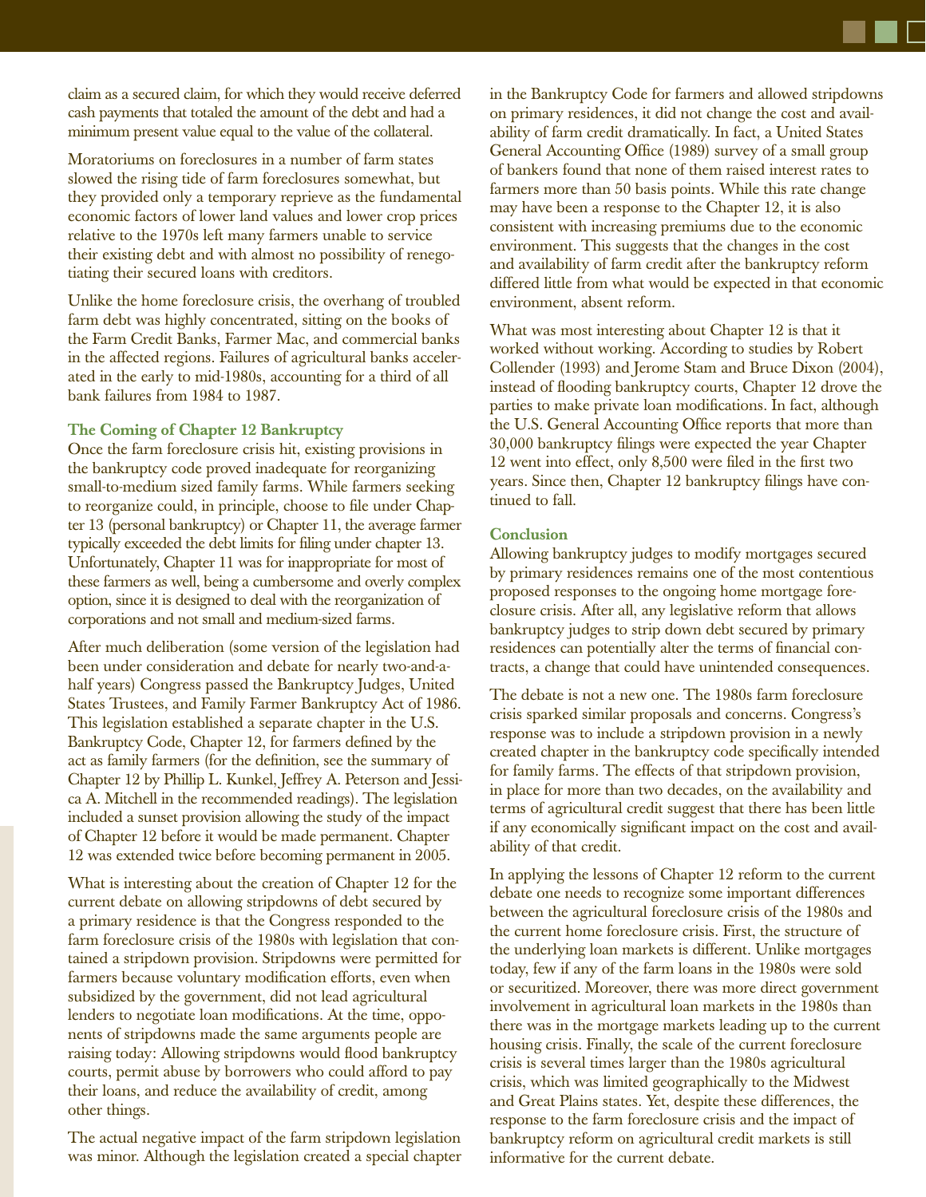claim as a secured claim, for which they would receive deferred cash payments that totaled the amount of the debt and had a minimum present value equal to the value of the collateral.

Moratoriums on foreclosures in a number of farm states slowed the rising tide of farm foreclosures somewhat, but they provided only a temporary reprieve as the fundamental economic factors of lower land values and lower crop prices relative to the 1970s left many farmers unable to service their existing debt and with almost no possibility of renegotiating their secured loans with creditors.

Unlike the home foreclosure crisis, the overhang of troubled farm debt was highly concentrated, sitting on the books of the Farm Credit Banks, Farmer Mac, and commercial banks in the affected regions. Failures of agricultural banks accelerated in the early to mid-1980s, accounting for a third of all bank failures from 1984 to 1987.

### The Coming of Chapter 12 Bankruptcy

Once the farm foreclosure crisis hit, existing provisions in the bankruptcy code proved inadequate for reorganizing small-to-medium sized family farms. While farmers seeking to reorganize could, in principle, choose to file under Chapter 13 (personal bankruptcy) or Chapter 11, the average farmer typically exceeded the debt limits for filing under chapter 13. Unfortunately, Chapter 11 was for inappropriate for most of these farmers as well, being a cumbersome and overly complex option, since it is designed to deal with the reorganization of corporations and not small and medium-sized farms.

After much deliberation (some version of the legislation had been under consideration and debate for nearly two-and-a-half years) Congress passed the Bankruptcy Judges, United States Trustees, and Family Farmer Bankruptcy Act of 1986. This legislation established a separate chapter in the U.S. Bankruptcy Code, Chapter 12, for farmers defined by the act as family farmers (for the definition, see the summary of Chapter 12 by Phillip L. Kunkel, Jeffrey A. Peterson and Jessica A. Mitchell in the recommended readings). The legislation included a sunset provision allowing the study of the impact of Chapter 12 before it would be made permanent. Chapter 12 was extended twice before becoming permanent in 2005.

What is interesting about the creation of Chapter 12 for the current debate on allowing stripdowns of debt secured by a primary residence is that the Congress responded to the farm foreclosure crisis of the 1980s with legislation that contained a stripdown provision. Stripdowns were permitted for farmers because voluntary modification efforts, even when subsidized by the government, did not lead agricultural lenders to negotiate loan modifications. At the time, opponents of stripdowns made the same arguments people are raising today: Allowing stripdowns would flood bankruptcy courts, permit abuse by borrowers who could afford to pay their loans, and reduce the availability of credit, among other things.

The actual negative impact of the farm stripdown legislation was minor. Although the legislation created a special chapter in the Bankruptcy Code for farmers and allowed stripdowns on primary residences, it did not change the cost and availability of farm credit dramatically. In fact, a United States General Accounting Office (1989) survey of a small group of bankers found that none of them raised interest rates to farmers more than 50 basis points. While this rate change may have been a response to the Chapter 12, it is also consistent with increasing premiums due to the economic environment. This suggests that the changes in the cost and availability of farm credit after the bankruptcy reform differed little from what would be expected in that economic environment, absent reform.

What was most interesting about Chapter 12 is that it worked without working. According to studies by Robert Collender (1993) and Jerome Stam and Bruce Dixon (2004), instead of flooding bankruptcy courts, Chapter 12 drove the parties to make private loan modifications. In fact, although the U.S. General Accounting Office reports that more than 30,000 bankruptcy filings were expected the year Chapter 12 went into effect, only 8,500 were filed in the first two years. Since then, Chapter 12 bankruptcy filings have continued to fall.

### Conclusion

Allowing bankruptcy judges to modify mortgages secured by primary residences remains one of the most contentious proposed responses to the ongoing home mortgage foreclosure crisis. After all, any legislative reform that allows bankruptcy judges to strip down debt secured by primary residences can potentially alter the terms of financial contracts, a change that could have unintended consequences.

The debate is not a new one. The 1980s farm foreclosure crisis sparked similar proposals and concerns. Congress's response was to include a stripdown provision in a newly created chapter in the bankruptcy code specifically intended for family farms. The effects of that stripdown provision, in place for more than two decades, on the availability and terms of agricultural credit suggest that there has been little if any economically significant impact on the cost and availability of that credit.

In applying the lessons of Chapter 12 reform to the current debate one needs to recognize some important differences between the agricultural foreclosure crisis of the 1980s and the current home foreclosure crisis. First, the structure of the underlying loan markets is different. Unlike mortgages today, few if any of the farm loans in the 1980s were sold or securitized. Moreover, there was more direct government involvement in agricultural loan markets in the 1980s than there was in the mortgage markets leading up to the current housing crisis. Finally, the scale of the current foreclosure crisis is several times larger than the 1980s agricultural crisis, which was limited geographically to the Midwest and Great Plains states. Yet, despite these differences, the response to the farm foreclosure crisis and the impact of bankruptcy reform on agricultural credit markets is still informative for the current debate.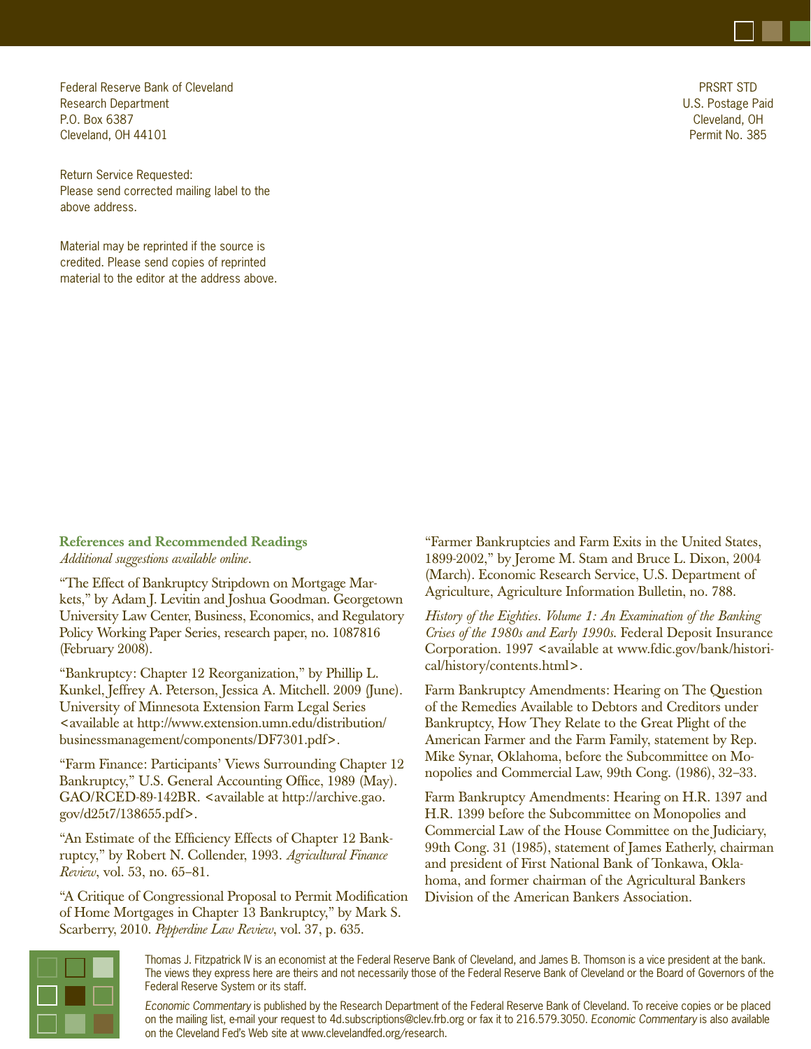Federal Reserve Bank of Cleveland
Research Department
P.O. Box 6387
Cleveland, OH 44101

PRSRT STD
U.S. Postage Paid
Cleveland, OH
Permit No. 385

Return Service Requested:
Please send corrected mailing label to the above address.

Material may be reprinted if the source is credited. Please send copies of reprinted material to the editor at the address above.

## References and Recommended Readings

*Additional suggestions available online.*

"The Effect of Bankruptcy Stripdown on Mortgage Markets," by Adam J. Levitin and Joshua Goodman. Georgetown University Law Center, Business, Economics, and Regulatory Policy Working Paper Series, research paper, no. 1087816 (February 2008).

"Bankruptcy: Chapter 12 Reorganization," by Phillip L. Kunkel, Jeffrey A. Peterson, Jessica A. Mitchell. 2009 (June). University of Minnesota Extension Farm Legal Series <available at http://www.extension.umn.edu/distribution/businessmanagement/components/DF7301.pdf>.

"Farm Finance: Participants' Views Surrounding Chapter 12 Bankruptcy," U.S. General Accounting Office, 1989 (May). GAO/RCED-89-142BR. <available at http://archive.gao.gov/d25t7/138655.pdf>.

"An Estimate of the Efficiency Effects of Chapter 12 Bankruptcy," by Robert N. Collender, 1993. *Agricultural Finance Review*, vol. 53, no. 65–81.

"A Critique of Congressional Proposal to Permit Modification of Home Mortgages in Chapter 13 Bankruptcy," by Mark S. Scarberry, 2010. *Pepperdine Law Review*, vol. 37, p. 635.

"Farmer Bankruptcies and Farm Exits in the United States, 1899-2002," by Jerome M. Stam and Bruce L. Dixon, 2004 (March). Economic Research Service, U.S. Department of Agriculture, Agriculture Information Bulletin, no. 788.

*History of the Eighties. Volume 1: An Examination of the Banking Crises of the 1980s and Early 1990s.* Federal Deposit Insurance Corporation. 1997 <available at www.fdic.gov/bank/historical/history/contents.html>.

Farm Bankruptcy Amendments: Hearing on The Question of the Remedies Available to Debtors and Creditors under Bankruptcy, How They Relate to the Great Plight of the American Farmer and the Farm Family, statement by Rep. Mike Synar, Oklahoma, before the Subcommittee on Monopolies and Commercial Law, 99th Cong. (1986), 32–33.

Farm Bankruptcy Amendments: Hearing on H.R. 1397 and H.R. 1399 before the Subcommittee on Monopolies and Commercial Law of the House Committee on the Judiciary, 99th Cong. 31 (1985), statement of James Eatherly, chairman and president of First National Bank of Tonkawa, Oklahoma, and former chairman of the Agricultural Bankers Division of the American Bankers Association.

Thomas J. Fitzpatrick IV is an economist at the Federal Reserve Bank of Cleveland, and James B. Thomson is a vice president at the bank. The views they express here are theirs and not necessarily those of the Federal Reserve Bank of Cleveland or the Board of Governors of the Federal Reserve System or its staff.

*Economic Commentary* is published by the Research Department of the Federal Reserve Bank of Cleveland. To receive copies or be placed on the mailing list, e-mail your request to 4d.subscriptions@clev.frb.org or fax it to 216.579.3050. *Economic Commentary* is also available on the Cleveland Fed's Web site at www.clevelandfed.org/research.